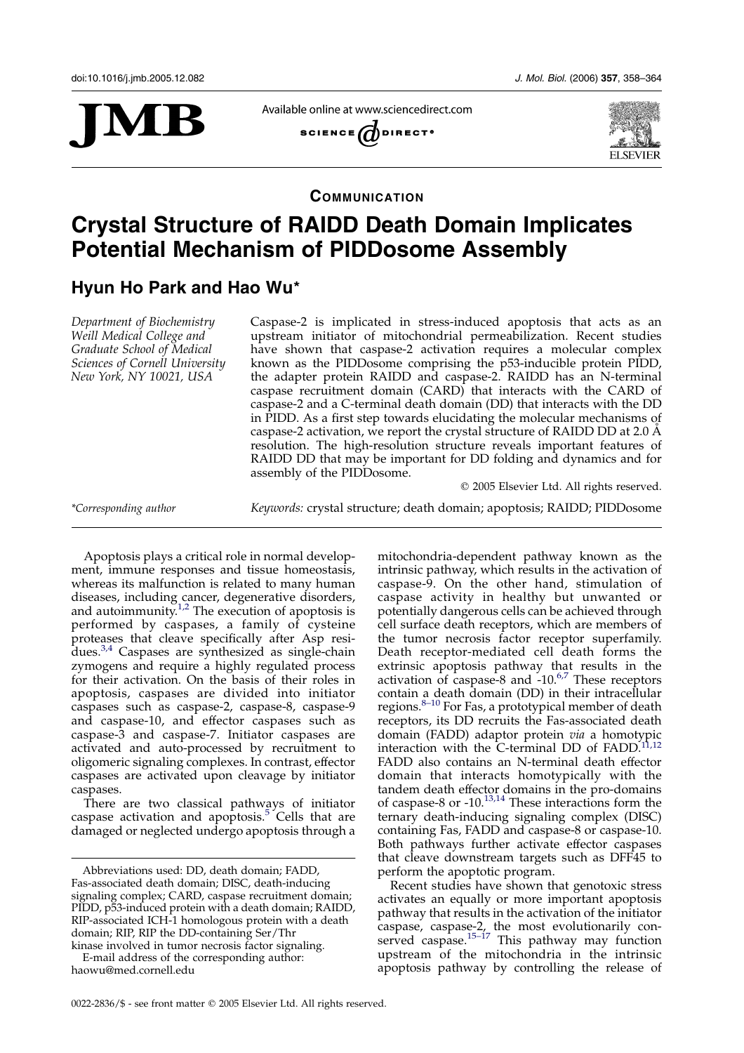COMMUNICATION

# Crystal Structure of RAIDD Death Domain Implicates Potential Mechanism of PIDDosome Assembly

## Hyun Ho Park and Hao Wu*

*Department of Biochemistry Weill Medical College and Graduate School of Medical Sciences of Cornell University New York, NY 10021, USA*

Caspase-2 is implicated in stress-induced apoptosis that acts as an upstream initiator of mitochondrial permeabilization. Recent studies have shown that caspase-2 activation requires a molecular complex known as the PIDDosome comprising the p53-inducible protein PIDD, the adapter protein RAIDD and caspase-2. RAIDD has an N-terminal caspase recruitment domain (CARD) that interacts with the CARD of caspase-2 and a C-terminal death domain (DD) that interacts with the DD in PIDD. As a first step towards elucidating the molecular mechanisms of caspase-2 activation, we report the crystal structure of RAIDD DD at 2.0 Å resolution. The high-resolution structure reveals important features of RAIDD DD that may be important for DD folding and dynamics and for assembly of the PIDDosome.

© 2005 Elsevier Ltd. All rights reserved.

*Corresponding author

*Keywords:* crystal structure; death domain; apoptosis; RAIDD; PIDDosome

Apoptosis plays a critical role in normal development, immune responses and tissue homeostasis, whereas its malfunction is related to many human diseases, including cancer, degenerative disorders, and autoimmunity.[1,2] The execution of apoptosis is performed by caspases, a family of cysteine proteases that cleave specifically after Asp residues.[3,4] Caspases are synthesized as single-chain zymogens and require a highly regulated process for their activation. On the basis of their roles in apoptosis, caspases are divided into initiator caspases such as caspase-2, caspase-8, caspase-9 and caspase-10, and effector caspases such as caspase-3 and caspase-7. Initiator caspases are activated and auto-processed by recruitment to oligomeric signaling complexes. In contrast, effector caspases are activated upon cleavage by initiator caspases.

There are two classical pathways of initiator caspase activation and apoptosis.[5] Cells that are damaged or neglected undergo apoptosis through a mitochondria-dependent pathway known as the intrinsic pathway, which results in the activation of caspase-9. On the other hand, stimulation of caspase activity in healthy but unwanted or potentially dangerous cells can be achieved through cell surface death receptors, which are members of the tumor necrosis factor receptor superfamily. Death receptor-mediated cell death forms the extrinsic apoptosis pathway that results in the activation of caspase-8 and -10.[6,7] These receptors contain a death domain (DD) in their intracellular regions.[8–10] For Fas, a prototypical member of death receptors, its DD recruits the Fas-associated death domain (FADD) adaptor protein *via* a homotypic interaction with the C-terminal DD of FADD.[11,12] FADD also contains an N-terminal death effector domain that interacts homotypically with the tandem death effector domains in the pro-domains of caspase-8 or -10.[13,14] These interactions form the ternary death-inducing signaling complex (DISC) containing Fas, FADD and caspase-8 or caspase-10. Both pathways further activate effector caspases that cleave downstream targets such as DFF45 to perform the apoptotic program.

Recent studies have shown that genotoxic stress activates an equally or more important apoptosis pathway that results in the activation of the initiator caspase, caspase-2, the most evolutionarily conserved caspase.[15–17] This pathway may function upstream of the mitochondria in the intrinsic apoptosis pathway by controlling the release of

Abbreviations used: DD, death domain; FADD, Fas-associated death domain; DISC, death-inducing signaling complex; CARD, caspase recruitment domain; PIDD, p53-induced protein with a death domain; RAIDD, RIP-associated ICH-1 homologous protein with a death domain; RIP, RIP the DD-containing Ser/Thr kinase involved in tumor necrosis factor signaling.

E-mail address of the corresponding author: haowu@med.cornell.edu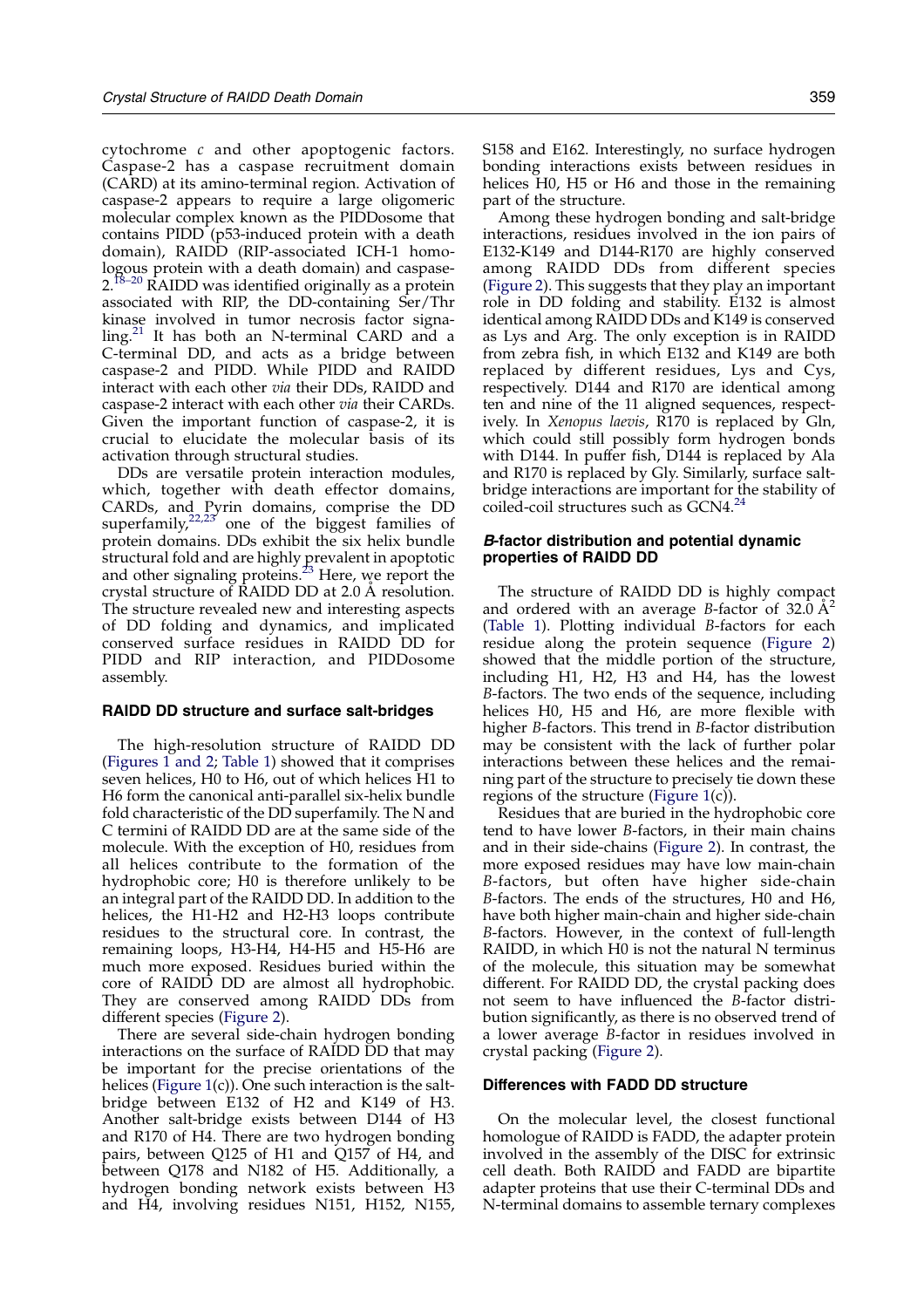cytochrome *c* and other apoptogenic factors. Caspase-2 has a caspase recruitment domain (CARD) at its amino-terminal region. Activation of caspase-2 appears to require a large oligomeric molecular complex known as the PIDDosome that contains PIDD (p53-induced protein with a death domain), RAIDD (RIP-associated ICH-1 homologous protein with a death domain) and caspase-2.[18–20] RAIDD was identified originally as a protein associated with RIP, the DD-containing Ser/Thr kinase involved in tumor necrosis factor signaling.[21] It has both an N-terminal CARD and a C-terminal DD, and acts as a bridge between caspase-2 and PIDD. While PIDD and RAIDD interact with each other *via* their DDs, RAIDD and caspase-2 interact with each other *via* their CARDs. Given the important function of caspase-2, it is crucial to elucidate the molecular basis of its activation through structural studies.

DDs are versatile protein interaction modules, which, together with death effector domains, CARDs, and Pyrin domains, comprise the DD superfamily,[22,23] one of the biggest families of protein domains. DDs exhibit the six helix bundle structural fold and are highly prevalent in apoptotic and other signaling proteins.[23] Here, we report the crystal structure of RAIDD DD at 2.0 Å resolution. The structure revealed new and interesting aspects of DD folding and dynamics, and implicated conserved surface residues in RAIDD DD for PIDD and RIP interaction, and PIDDosome assembly.

## RAIDD DD structure and surface salt-bridges

The high-resolution structure of RAIDD DD (Figures 1 and 2; Table 1) showed that it comprises seven helices, H0 to H6, out of which helices H1 to H6 form the canonical anti-parallel six-helix bundle fold characteristic of the DD superfamily. The N and C termini of RAIDD DD are at the same side of the molecule. With the exception of H0, residues from all helices contribute to the formation of the hydrophobic core; H0 is therefore unlikely to be an integral part of the RAIDD DD. In addition to the helices, the H1-H2 and H2-H3 loops contribute residues to the structural core. In contrast, the remaining loops, H3-H4, H4-H5 and H5-H6 are much more exposed. Residues buried within the core of RAIDD DD are almost all hydrophobic. They are conserved among RAIDD DDs from different species (Figure 2).

There are several side-chain hydrogen bonding interactions on the surface of RAIDD DD that may be important for the precise orientations of the helices (Figure 1(c)). One such interaction is the salt-bridge between E132 of H2 and K149 of H3. Another salt-bridge exists between D144 of H3 and R170 of H4. There are two hydrogen bonding pairs, between Q125 of H1 and Q157 of H4, and between Q178 and N182 of H5. Additionally, a hydrogen bonding network exists between H3 and H4, involving residues N151, H152, N155, S158 and E162. Interestingly, no surface hydrogen bonding interactions exists between residues in helices H0, H5 or H6 and those in the remaining part of the structure.

Among these hydrogen bonding and salt-bridge interactions, residues involved in the ion pairs of E132-K149 and D144-R170 are highly conserved among RAIDD DDs from different species (Figure 2). This suggests that they play an important role in DD folding and stability. E132 is almost identical among RAIDD DDs and K149 is conserved as Lys and Arg. The only exception is in RAIDD from zebra fish, in which E132 and K149 are both replaced by different residues, Lys and Cys, respectively. D144 and R170 are identical among ten and nine of the 11 aligned sequences, respectively. In *Xenopus laevis*, R170 is replaced by Gln, which could still possibly form hydrogen bonds with D144. In puffer fish, D144 is replaced by Ala and R170 is replaced by Gly. Similarly, surface salt-bridge interactions are important for the stability of coiled-coil structures such as GCN4.[24]

## *B*-factor distribution and potential dynamic properties of RAIDD DD

The structure of RAIDD DD is highly compact and ordered with an average *B*-factor of 32.0 $Å^2$ (Table 1). Plotting individual *B*-factors for each residue along the protein sequence (Figure 2) showed that the middle portion of the structure, including H1, H2, H3 and H4, has the lowest *B*-factors. The two ends of the sequence, including helices H0, H5 and H6, are more flexible with higher *B*-factors. This trend in *B*-factor distribution may be consistent with the lack of further polar interactions between these helices and the remaining part of the structure to precisely tie down these regions of the structure (Figure 1(c)).

Residues that are buried in the hydrophobic core tend to have lower *B*-factors, in their main chains and in their side-chains (Figure 2). In contrast, the more exposed residues may have low main-chain *B*-factors, but often have higher side-chain *B*-factors. The ends of the structures, H0 and H6, have both higher main-chain and higher side-chain *B*-factors. However, in the context of full-length RAIDD, in which H0 is not the natural N terminus of the molecule, this situation may be somewhat different. For RAIDD DD, the crystal packing does not seem to have influenced the *B*-factor distribution significantly, as there is no observed trend of a lower average *B*-factor in residues involved in crystal packing (Figure 2).

## Differences with FADD DD structure

On the molecular level, the closest functional homologue of RAIDD is FADD, the adapter protein involved in the assembly of the DISC for extrinsic cell death. Both RAIDD and FADD are bipartite adapter proteins that use their C-terminal DDs and N-terminal domains to assemble ternary complexes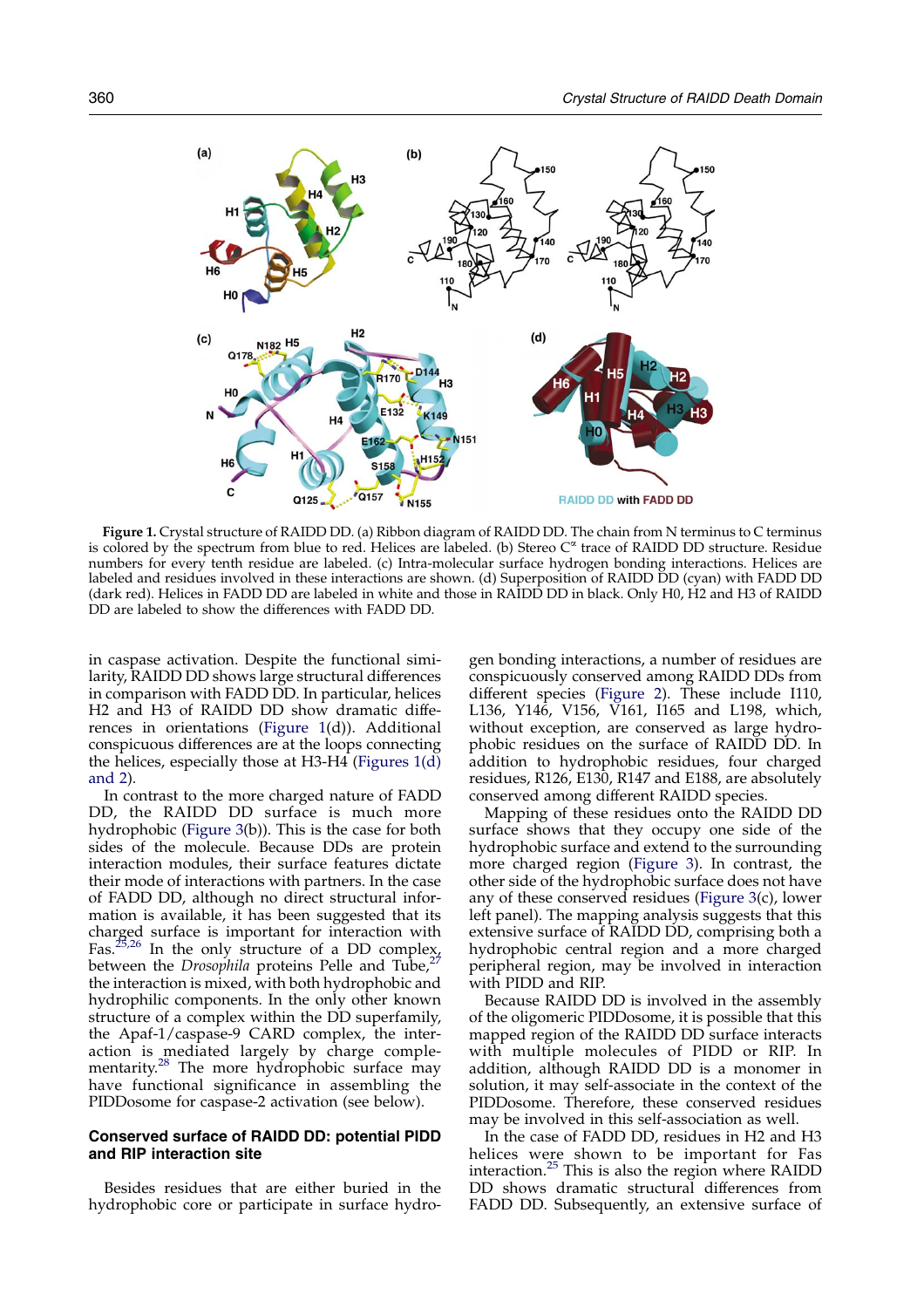Figure 1. Crystal structure of RAIDD DD. (a) Ribbon diagram of RAIDD DD. The chain from N terminus to C terminus is colored by the spectrum from blue to red. Helices are labeled. (b) Stereo $C^{\alpha}$ trace of RAIDD DD structure. Residue numbers for every tenth residue are labeled. (c) Intra-molecular surface hydrogen bonding interactions. Helices are labeled and residues involved in these interactions are shown. (d) Superposition of RAIDD DD (cyan) with FADD DD (dark red). Helices in FADD DD are labeled in white and those in RAIDD DD in black. Only H0, H2 and H3 of RAIDD DD are labeled to show the differences with FADD DD.

in caspase activation. Despite the functional similarity, RAIDD DD shows large structural differences in comparison with FADD DD. In particular, helices H2 and H3 of RAIDD DD show dramatic differences in orientations (Figure 1(d)). Additional conspicuous differences are at the loops connecting the helices, especially those at H3-H4 (Figures 1(d) and 2).

In contrast to the more charged nature of FADD DD, the RAIDD DD surface is much more hydrophobic (Figure 3(b)). This is the case for both sides of the molecule. Because DDs are protein interaction modules, their surface features dictate their mode of interactions with partners. In the case of FADD DD, although no direct structural information is available, it has been suggested that its charged surface is important for interaction with Fas.[25,26] In the only structure of a DD complex, between the *Drosophila* proteins Pelle and Tube,[27] the interaction is mixed, with both hydrophobic and hydrophilic components. In the only other known structure of a complex within the DD superfamily, the Apaf-1/caspase-9 CARD complex, the interaction is mediated largely by charge complementarity.[28] The more hydrophobic surface may have functional significance in assembling the PIDDosome for caspase-2 activation (see below).

### Conserved surface of RAIDD DD: potential PIDD and RIP interaction site

Besides residues that are either buried in the hydrophobic core or participate in surface hydrogen bonding interactions, a number of residues are conspicuously conserved among RAIDD DDs from different species (Figure 2). These include I110, L136, Y146, V156, V161, I165 and L198, which, without exception, are conserved as large hydrophobic residues on the surface of RAIDD DD. In addition to hydrophobic residues, four charged residues, R126, E130, R147 and E188, are absolutely conserved among different RAIDD species.

Mapping of these residues onto the RAIDD DD surface shows that they occupy one side of the hydrophobic surface and extend to the surrounding more charged region (Figure 3). In contrast, the other side of the hydrophobic surface does not have any of these conserved residues (Figure 3(c), lower left panel). The mapping analysis suggests that this extensive surface of RAIDD DD, comprising both a hydrophobic central region and a more charged peripheral region, may be involved in interaction with PIDD and RIP.

Because RAIDD DD is involved in the assembly of the oligomeric PIDDosome, it is possible that this mapped region of the RAIDD DD surface interacts with multiple molecules of PIDD or RIP. In addition, although RAIDD DD is a monomer in solution, it may self-associate in the context of the PIDDosome. Therefore, these conserved residues may be involved in this self-association as well.

In the case of FADD DD, residues in H2 and H3 helices were shown to be important for Fas interaction.[25] This is also the region where RAIDD DD shows dramatic structural differences from FADD DD. Subsequently, an extensive surface of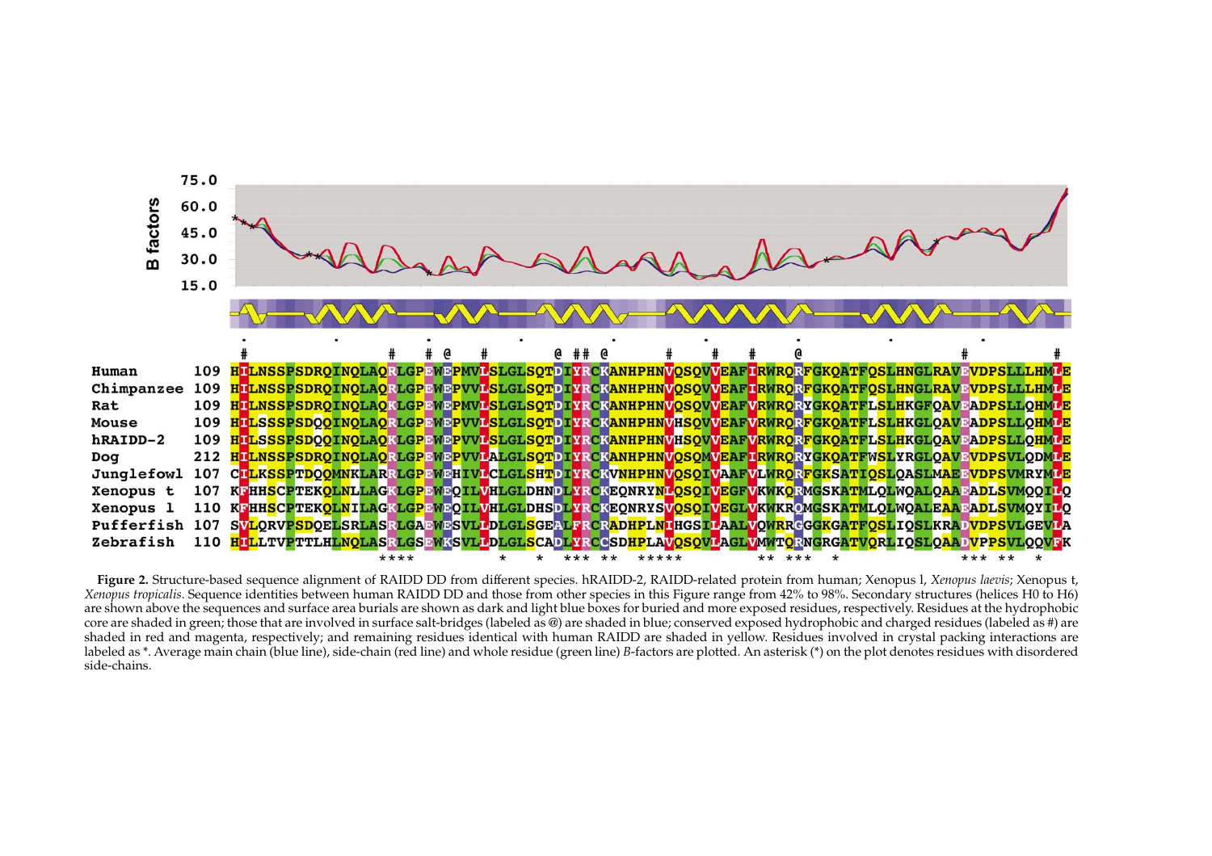```
Human       109 HILNSSPSDRQINQLAQRLGPEWEPMVLSLGLSQTDIYRCKANHPHNVQSQVVEAFIRWRQRFGKQATFQSLHNGLRAVEVDPSLLLHMLE
Chimpanzee  109 HILNSSPSDRQINQLAQRLGPEWEPVVLSLGLSQTDIYRCKANHPHNVQSQVVEAFIRWRQRFGKQATFQSLHNGLRAVEVDPSLLLHMLE
Rat         109 HILNSSPSDRQINQLAQKLGPEWEPMVLSLGLSQTDIYRCKANHPHNVQSQVVEAFVRWRQRYGKQATFLSLHKGFQAVEADPSLLQHMLE
Mouse       109 HILSSSPSDQQINQLAQRLGPEWEPVVLSLGLSQTDIYRCKANHPHNVHSQVVEAFVRWRQRFGKQATFLSLHKGLQAVEADPSLLQHMLE
hRAIDD-2    109 HILSSSPSDQQINQLAQKLGPEWEPVVLSLGLSQTDIYRCKANHPHNVHSQVVEAFVRWRQRFGKQATFLSLHKGLQAVEADPSLLQHMLE
Dog         212 HILNSSPSDRQINQLAQRLGPEWEPVVLALGLSQTDIYRCKANHPHNVQSQMVEAFIRWRQRYGKQATFWSLYRGLQAVEVDPSVLQDMLE
Junglefowl  107 CILKSSPTDQQMNKLARRLGPEWEHIVLCLGLSHTDIYRCKVNHPHNVQSQIVAAFVLWRQRFGKSATIQSLQASLMAEEVDPSVMRYMLE
Xenopus t   107 KFHHSCPTEKQLNLLAGKLGPEWEQILVHLGLDHNDLYRCKEQNRYNLQSQIVEGFVKWKQRMGSKATMLQLWQALQAAEADLSVMQQILQ
Xenopus l   110 KFHHSCPTEKQLNILAGKLGPEWEQILVHLGLDHSDLYRCKEQNRYSVQSQIVEGLVKWKRQMGSKATMLQLWQALEAAEADLSVMQYILQ
Pufferfish  107 SVLQRVPSDQELSRLASRLGAEWESVLLDLGLSGEALFRCRADHPLNIHGSILAALVQWRRGGGKGATFQSLIQSLKRADVDPSVLGEVLA
Zebrafish   110 HILLTVPTTLHLNQLASRLGSEWKSVLLDLGLSCADLYRCCSDHPLAVQSQVLAGLVMWTQRNGRGATVQRLIQSLQAADVPPSVLQQVFK
```

**Figure 2.** Structure-based sequence alignment of RAIDD DD from different species. hRAIDD-2, RAIDD-related protein from human; Xenopus l, *Xenopus laevis*; Xenopus t, *Xenopus tropicalis*. Sequence identities between human RAIDD DD and those from other species in this Figure range from 42% to 98%. Secondary structures (helices H0 to H6) are shown above the sequences and surface area burials are shown as dark and light blue boxes for buried and more exposed residues, respectively. Residues at the hydrophobic core are shaded in green; those that are involved in surface salt-bridges (labeled as @) are shaded in blue; conserved exposed hydrophobic and charged residues (labeled as #) are shaded in red and magenta, respectively; and remaining residues identical with human RAIDD are shaded in yellow. Residues involved in crystal packing interactions are labeled as *. Average main chain (blue line), side-chain (red line) and whole residue (green line) *B*-factors are plotted. An asterisk (*) on the plot denotes residues with disordered side-chains.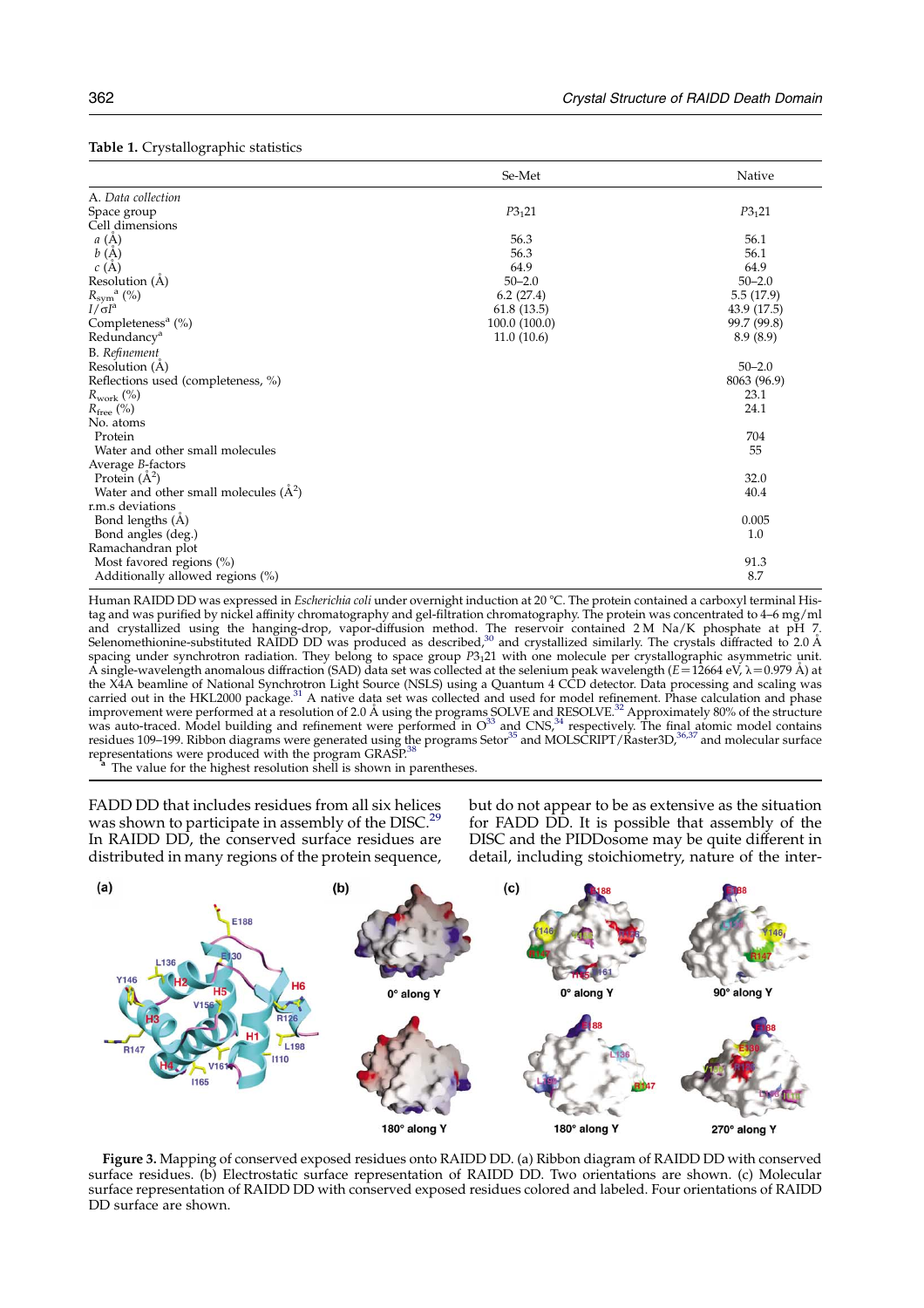**Table 1.** Crystallographic statistics

| | Se-Met | Native |
|---|---|---|
| A. *Data collection* | | |
| Space group | $P3_121$ | $P3_121$ |
| Cell dimensions | | |
| *a* (Å) | 56.3 | 56.1 |
| *b* (Å) | 56.3 | 56.1 |
| *c* (Å) | 64.9 | 64.9 |
| Resolution (Å) | 50–2.0 | 50–2.0 |
| $R_{sym}$[a] (%) | 6.2 (27.4) | 5.5 (17.9) |
| $I/\sigma I$[a] | 61.8 (13.5) | 43.9 (17.5) |
| Completeness[a] (%) | 100.0 (100.0) | 99.7 (99.8) |
| Redundancy[a] | 11.0 (10.6) | 8.9 (8.9) |
| B. *Refinement* | | |
| Resolution (Å) | | 50–2.0 |
| Reflections used (completeness, %) | | 8063 (96.9) |
| $R_{work}$ (%) | | 23.1 |
| $R_{free}$ (%) | | 24.1 |
| No. atoms | | |
| Protein | | 704 |
| Water and other small molecules | | 55 |
| Average *B*-factors | | |
| Protein (Å$^2$) | | 32.0 |
| Water and other small molecules (Å$^2$) | | 40.4 |
| r.m.s deviations | | |
| Bond lengths (Å) | | 0.005 |
| Bond angles (deg.) | | 1.0 |
| Ramachandran plot | | |
| Most favored regions (%) | | 91.3 |
| Additionally allowed regions (%) | | 8.7 |

Human RAIDD DD was expressed in *Escherichia coli* under overnight induction at 20 °C. The protein contained a carboxyl terminal His-tag and was purified by nickel affinity chromatography and gel-filtration chromatography. The protein was concentrated to 4–6 mg/ml and crystallized using the hanging-drop, vapor-diffusion method. The reservoir contained 2 M Na/K phosphate at pH 7. Selenomethionine-substituted RAIDD DD was produced as described,[30] and crystallized similarly. The crystals diffracted to 2.0 Å spacing under synchrotron radiation. They belong to space group $P3_121$ with one molecule per crystallographic asymmetric unit. A single-wavelength anomalous diffraction (SAD) data set was collected at the selenium peak wavelength ($E$ = 12664 eV, $\lambda$ = 0.979 Å) at the X4A beamline of National Synchrotron Light Source (NSLS) using a Quantum 4 CCD detector. Data processing and scaling was carried out in the HKL2000 package.[31] A native data set was collected and used for model refinement. Phase calculation and phase improvement were performed at a resolution of 2.0 Å using the programs SOLVE and RESOLVE.[32] Approximately 80% of the structure was auto-traced. Model building and refinement were performed in O[33] and CNS,[34] respectively. The final atomic model contains residues 109–199. Ribbon diagrams were generated using the programs Setor[35] and MOLSCRIPT/Raster3D,[36,37] and molecular surface representations were produced with the program GRASP.[38]

[a] The value for the highest resolution shell is shown in parentheses.

FADD DD that includes residues from all six helices was shown to participate in assembly of the DISC.[29] In RAIDD DD, the conserved surface residues are distributed in many regions of the protein sequence, but do not appear to be as extensive as the situation for FADD DD. It is possible that assembly of the DISC and the PIDDosome may be quite different in detail, including stoichiometry, nature of the inter-

**Figure 3.** Mapping of conserved exposed residues onto RAIDD DD. (a) Ribbon diagram of RAIDD DD with conserved surface residues. (b) Electrostatic surface representation of RAIDD DD. Two orientations are shown. (c) Molecular surface representation of RAIDD DD with conserved exposed residues colored and labeled. Four orientations of RAIDD DD surface are shown.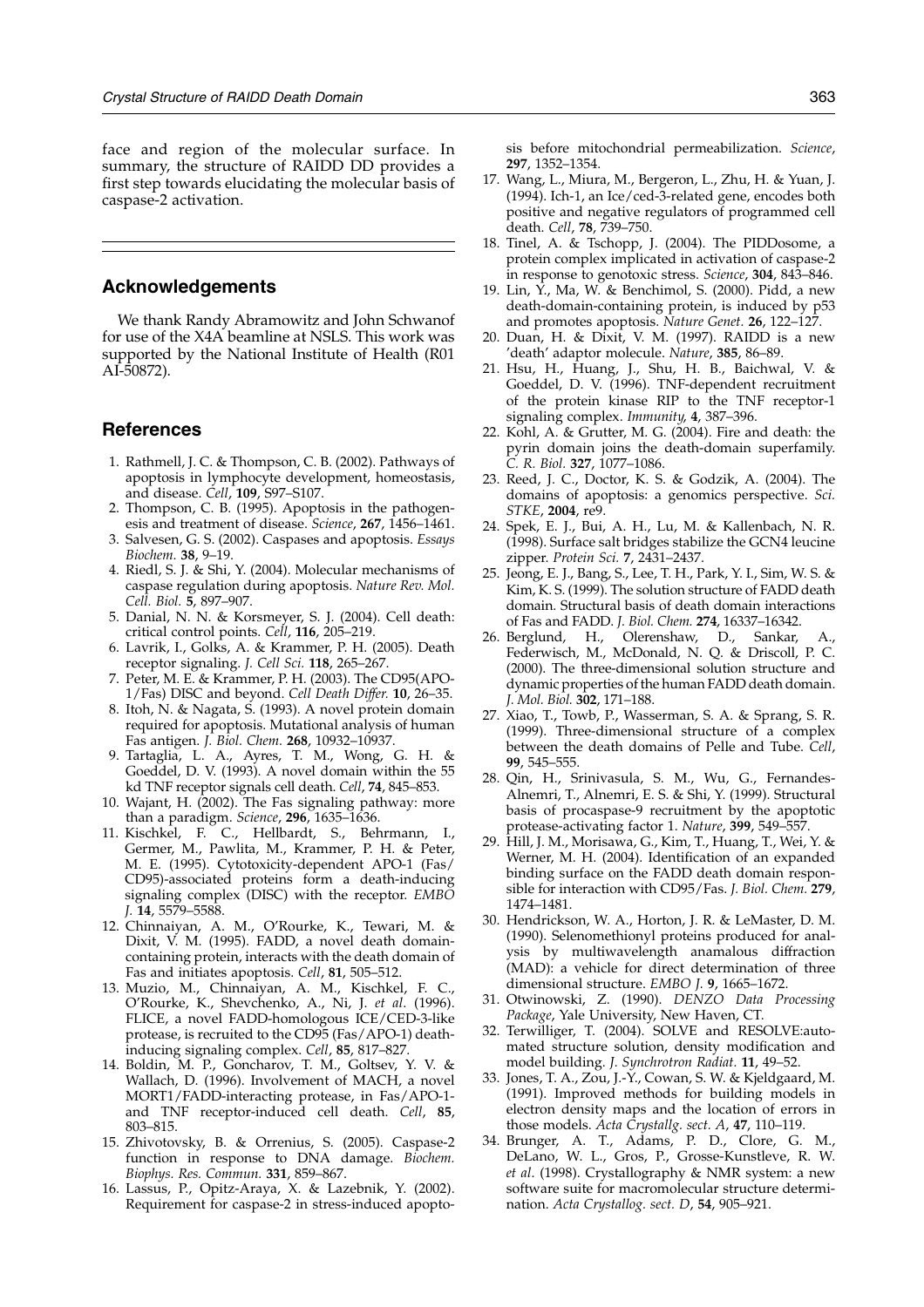face and region of the molecular surface. In summary, the structure of RAIDD DD provides a first step towards elucidating the molecular basis of caspase-2 activation.

## Acknowledgements

We thank Randy Abramowitz and John Schwanof for use of the X4A beamline at NSLS. This work was supported by the National Institute of Health (R01 AI-50872).

## References

1. Rathmell, J. C. & Thompson, C. B. (2002). Pathways of apoptosis in lymphocyte development, homeostasis, and disease. *Cell*, **109**, S97–S107.
2. Thompson, C. B. (1995). Apoptosis in the pathogenesis and treatment of disease. *Science*, **267**, 1456–1461.
3. Salvesen, G. S. (2002). Caspases and apoptosis. *Essays Biochem.* **38**, 9–19.
4. Riedl, S. J. & Shi, Y. (2004). Molecular mechanisms of caspase regulation during apoptosis. *Nature Rev. Mol. Cell. Biol.* **5**, 897–907.
5. Danial, N. N. & Korsmeyer, S. J. (2004). Cell death: critical control points. *Cell*, **116**, 205–219.
6. Lavrik, I., Golks, A. & Krammer, P. H. (2005). Death receptor signaling. *J. Cell Sci.* **118**, 265–267.
7. Peter, M. E. & Krammer, P. H. (2003). The CD95(APO-1/Fas) DISC and beyond. *Cell Death Differ.* **10**, 26–35.
8. Itoh, N. & Nagata, S. (1993). A novel protein domain required for apoptosis. Mutational analysis of human Fas antigen. *J. Biol. Chem.* **268**, 10932–10937.
9. Tartaglia, L. A., Ayres, T. M., Wong, G. H. & Goeddel, D. V. (1993). A novel domain within the 55 kd TNF receptor signals cell death. *Cell*, **74**, 845–853.
10. Wajant, H. (2002). The Fas signaling pathway: more than a paradigm. *Science*, **296**, 1635–1636.
11. Kischkel, F. C., Hellbardt, S., Behrmann, I., Germer, M., Pawlita, M., Krammer, P. H. & Peter, M. E. (1995). Cytotoxicity-dependent APO-1 (Fas/CD95)-associated proteins form a death-inducing signaling complex (DISC) with the receptor. *EMBO J.* **14**, 5579–5588.
12. Chinnaiyan, A. M., O'Rourke, K., Tewari, M. & Dixit, V. M. (1995). FADD, a novel death domain-containing protein, interacts with the death domain of Fas and initiates apoptosis. *Cell*, **81**, 505–512.
13. Muzio, M., Chinnaiyan, A. M., Kischkel, F. C., O'Rourke, K., Shevchenko, A., Ni, J. *et al.* (1996). FLICE, a novel FADD-homologous ICE/CED-3-like protease, is recruited to the CD95 (Fas/APO-1) death-inducing signaling complex. *Cell*, **85**, 817–827.
14. Boldin, M. P., Goncharov, T. M., Goltsev, Y. V. & Wallach, D. (1996). Involvement of MACH, a novel MORT1/FADD-interacting protease, in Fas/APO-1- and TNF receptor-induced cell death. *Cell*, **85**, 803–815.
15. Zhivotovsky, B. & Orrenius, S. (2005). Caspase-2 function in response to DNA damage. *Biochem. Biophys. Res. Commun.* **331**, 859–867.
16. Lassus, P., Opitz-Araya, X. & Lazebnik, Y. (2002). Requirement for caspase-2 in stress-induced apoptosis before mitochondrial permeabilization. *Science*, **297**, 1352–1354.
17. Wang, L., Miura, M., Bergeron, L., Zhu, H. & Yuan, J. (1994). Ich-1, an Ice/ced-3-related gene, encodes both positive and negative regulators of programmed cell death. *Cell*, **78**, 739–750.
18. Tinel, A. & Tschopp, J. (2004). The PIDDosome, a protein complex implicated in activation of caspase-2 in response to genotoxic stress. *Science*, **304**, 843–846.
19. Lin, Y., Ma, W. & Benchimol, S. (2000). Pidd, a new death-domain-containing protein, is induced by p53 and promotes apoptosis. *Nature Genet.* **26**, 122–127.
20. Duan, H. & Dixit, V. M. (1997). RAIDD is a new 'death' adaptor molecule. *Nature*, **385**, 86–89.
21. Hsu, H., Huang, J., Shu, H. B., Baichwal, V. & Goeddel, D. V. (1996). TNF-dependent recruitment of the protein kinase RIP to the TNF receptor-1 signaling complex. *Immunity*, **4**, 387–396.
22. Kohl, A. & Grutter, M. G. (2004). Fire and death: the pyrin domain joins the death-domain superfamily. *C. R. Biol.* **327**, 1077–1086.
23. Reed, J. C., Doctor, K. S. & Godzik, A. (2004). The domains of apoptosis: a genomics perspective. *Sci. STKE*, **2004**, re9.
24. Spek, E. J., Bui, A. H., Lu, M. & Kallenbach, N. R. (1998). Surface salt bridges stabilize the GCN4 leucine zipper. *Protein Sci.* **7**, 2431–2437.
25. Jeong, E. J., Bang, S., Lee, T. H., Park, Y. I., Sim, W. S. & Kim, K. S. (1999). The solution structure of FADD death domain. Structural basis of death domain interactions of Fas and FADD. *J. Biol. Chem.* **274**, 16337–16342.
26. Berglund, H., Olerenshaw, D., Sankar, A., Federwisch, M., McDonald, N. Q. & Driscoll, P. C. (2000). The three-dimensional solution structure and dynamic properties of the human FADD death domain. *J. Mol. Biol.* **302**, 171–188.
27. Xiao, T., Towb, P., Wasserman, S. A. & Sprang, S. R. (1999). Three-dimensional structure of a complex between the death domains of Pelle and Tube. *Cell*, **99**, 545–555.
28. Qin, H., Srinivasula, S. M., Wu, G., Fernandes-Alnemri, T., Alnemri, E. S. & Shi, Y. (1999). Structural basis of procaspase-9 recruitment by the apoptotic protease-activating factor 1. *Nature*, **399**, 549–557.
29. Hill, J. M., Morisawa, G., Kim, T., Huang, T., Wei, Y. & Werner, M. H. (2004). Identification of an expanded binding surface on the FADD death domain responsible for interaction with CD95/Fas. *J. Biol. Chem.* **279**, 1474–1481.
30. Hendrickson, W. A., Horton, J. R. & LeMaster, D. M. (1990). Selenomethionyl proteins produced for analysis by multiwavelength anamalous diffraction (MAD): a vehicle for direct determination of three dimensional structure. *EMBO J.* **9**, 1665–1672.
31. Otwinowski, Z. (1990). *DENZO Data Processing Package*, Yale University, New Haven, CT.
32. Terwilliger, T. (2004). SOLVE and RESOLVE:automated structure solution, density modification and model building. *J. Synchrotron Radiat.* **11**, 49–52.
33. Jones, T. A., Zou, J.-Y., Cowan, S. W. & Kjeldgaard, M. (1991). Improved methods for building models in electron density maps and the location of errors in those models. *Acta Crystallg. sect. A*, **47**, 110–119.
34. Brunger, A. T., Adams, P. D., Clore, G. M., DeLano, W. L., Gros, P., Grosse-Kunstleve, R. W. *et al.* (1998). Crystallography & NMR system: a new software suite for macromolecular structure determination. *Acta Crystallog. sect. D*, **54**, 905–921.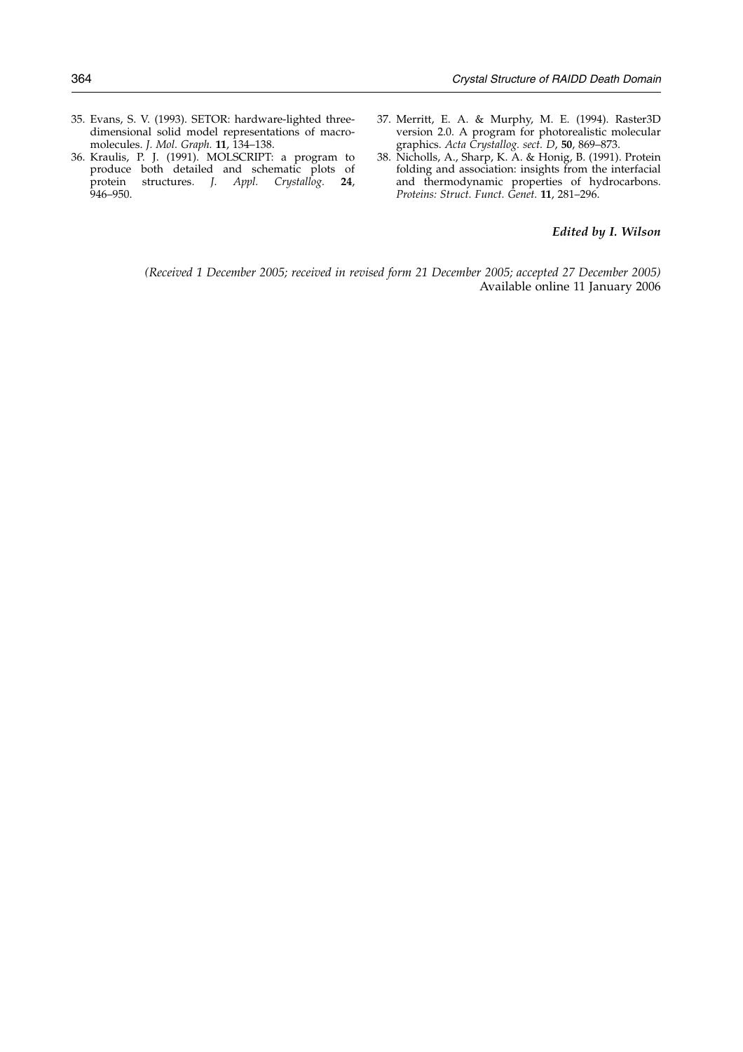35. Evans, S. V. (1993). SETOR: hardware-lighted three-dimensional solid model representations of macromolecules. *J. Mol. Graph.* **11**, 134–138.
36. Kraulis, P. J. (1991). MOLSCRIPT: a program to produce both detailed and schematic plots of protein structures. *J. Appl. Crystallog.* **24**, 946–950.
37. Merritt, E. A. & Murphy, M. E. (1994). Raster3D version 2.0. A program for photorealistic molecular graphics. *Acta Crystallog. sect. D*, **50**, 869–873.
38. Nicholls, A., Sharp, K. A. & Honig, B. (1991). Protein folding and association: insights from the interfacial and thermodynamic properties of hydrocarbons. *Proteins: Struct. Funct. Genet.* **11**, 281–296.

***Edited by I. Wilson***

*(Received 1 December 2005; received in revised form 21 December 2005; accepted 27 December 2005)*
Available online 11 January 2006